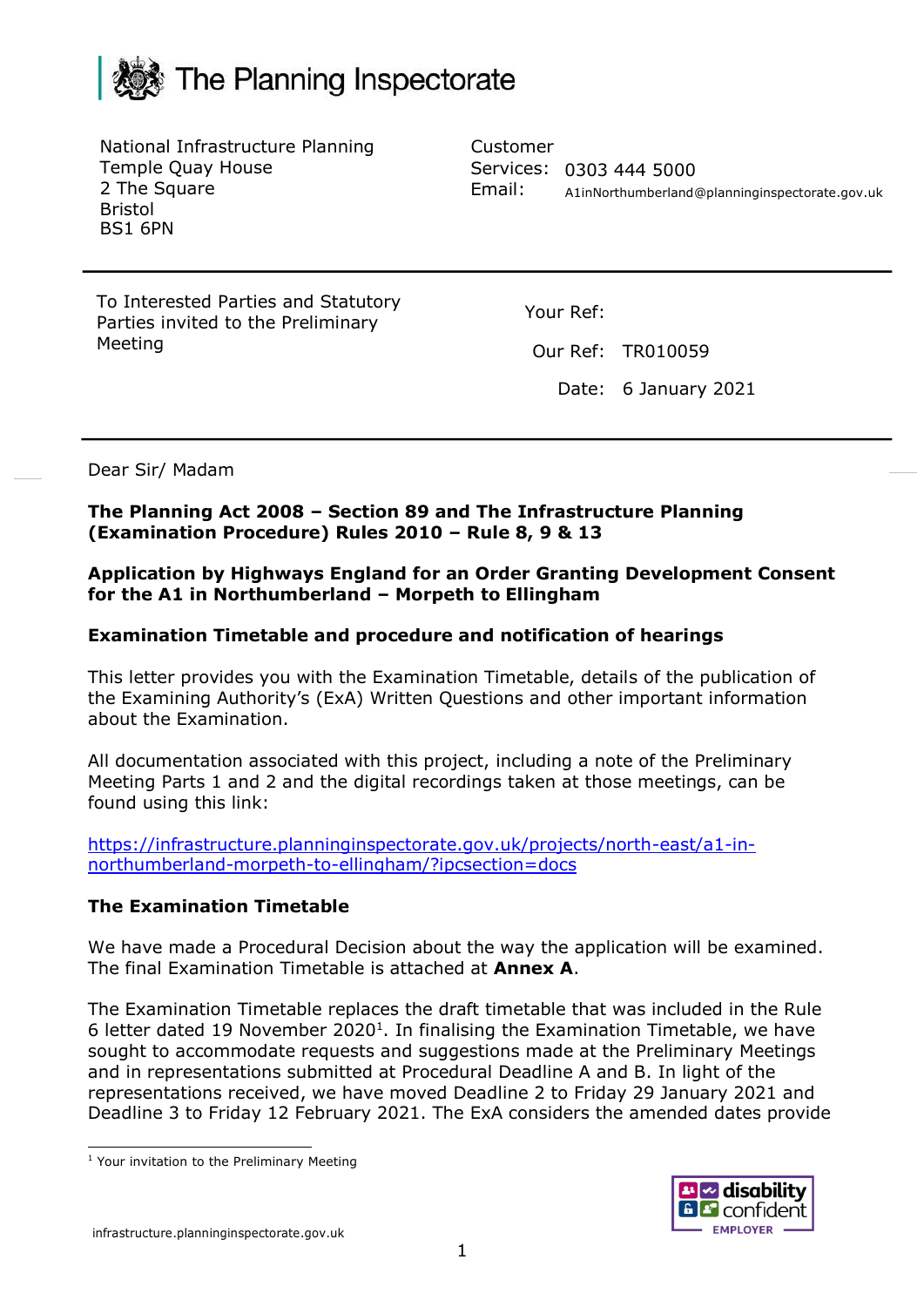The Planning Inspectorate

National Infrastructure Planning
Temple Quay House
2 The Square
Bristol
BS1 6PN

Customer Services: 0303 444 5000
Email: A1inNorthumberland@planninginspectorate.gov.uk

To Interested Parties and Statutory Parties invited to the Preliminary Meeting

Your Ref:

Our Ref: TR010059

Date: 6 January 2021

Dear Sir/ Madam

**The Planning Act 2008 – Section 89 and The Infrastructure Planning (Examination Procedure) Rules 2010 – Rule 8, 9 & 13**

**Application by Highways England for an Order Granting Development Consent for the A1 in Northumberland – Morpeth to Ellingham**

**Examination Timetable and procedure and notification of hearings**

This letter provides you with the Examination Timetable, details of the publication of the Examining Authority's (ExA) Written Questions and other important information about the Examination.

All documentation associated with this project, including a note of the Preliminary Meeting Parts 1 and 2 and the digital recordings taken at those meetings, can be found using this link:

https://infrastructure.planninginspectorate.gov.uk/projects/north-east/a1-in-northumberland-morpeth-to-ellingham/?ipcsection=docs

**The Examination Timetable**

We have made a Procedural Decision about the way the application will be examined. The final Examination Timetable is attached at **Annex A**.

The Examination Timetable replaces the draft timetable that was included in the Rule 6 letter dated 19 November 2020[1]. In finalising the Examination Timetable, we have sought to accommodate requests and suggestions made at the Preliminary Meetings and in representations submitted at Procedural Deadline A and B. In light of the representations received, we have moved Deadline 2 to Friday 29 January 2021 and Deadline 3 to Friday 12 February 2021. The ExA considers the amended dates provide

[1] Your invitation to the Preliminary Meeting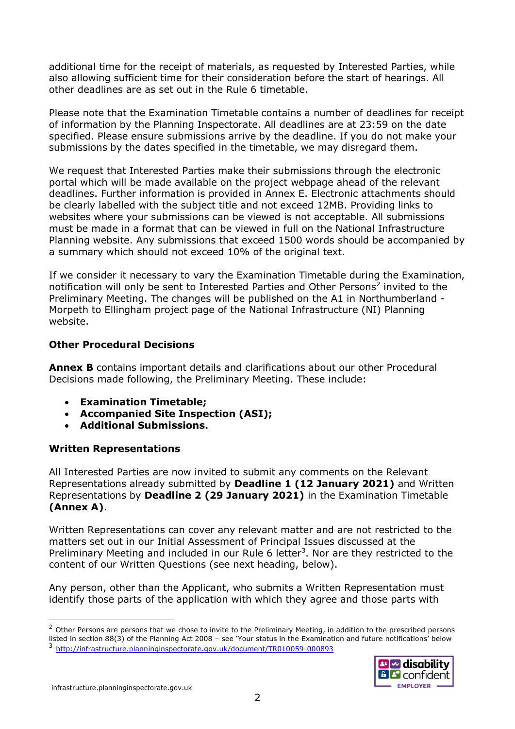additional time for the receipt of materials, as requested by Interested Parties, while also allowing sufficient time for their consideration before the start of hearings. All other deadlines are as set out in the Rule 6 timetable.

Please note that the Examination Timetable contains a number of deadlines for receipt of information by the Planning Inspectorate. All deadlines are at 23:59 on the date specified. Please ensure submissions arrive by the deadline. If you do not make your submissions by the dates specified in the timetable, we may disregard them.

We request that Interested Parties make their submissions through the electronic portal which will be made available on the project webpage ahead of the relevant deadlines. Further information is provided in Annex E. Electronic attachments should be clearly labelled with the subject title and not exceed 12MB. Providing links to websites where your submissions can be viewed is not acceptable. All submissions must be made in a format that can be viewed in full on the National Infrastructure Planning website. Any submissions that exceed 1500 words should be accompanied by a summary which should not exceed 10% of the original text.

If we consider it necessary to vary the Examination Timetable during the Examination, notification will only be sent to Interested Parties and Other Persons[2] invited to the Preliminary Meeting. The changes will be published on the A1 in Northumberland - Morpeth to Ellingham project page of the National Infrastructure (NI) Planning website.

### Other Procedural Decisions

**Annex B** contains important details and clarifications about our other Procedural Decisions made following, the Preliminary Meeting. These include:

- **Examination Timetable;**
- **Accompanied Site Inspection (ASI);**
- **Additional Submissions.**

### Written Representations

All Interested Parties are now invited to submit any comments on the Relevant Representations already submitted by **Deadline 1 (12 January 2021)** and Written Representations by **Deadline 2 (29 January 2021)** in the Examination Timetable **(Annex A)**.

Written Representations can cover any relevant matter and are not restricted to the matters set out in our Initial Assessment of Principal Issues discussed at the Preliminary Meeting and included in our Rule 6 letter[3]. Nor are they restricted to the content of our Written Questions (see next heading, below).

Any person, other than the Applicant, who submits a Written Representation must identify those parts of the application with which they agree and those parts with

---

[2] Other Persons are persons that we chose to invite to the Preliminary Meeting, in addition to the prescribed persons listed in section 88(3) of the Planning Act 2008 – see 'Your status in the Examination and future notifications' below

[3] http://infrastructure.planninginspectorate.gov.uk/document/TR010059-000893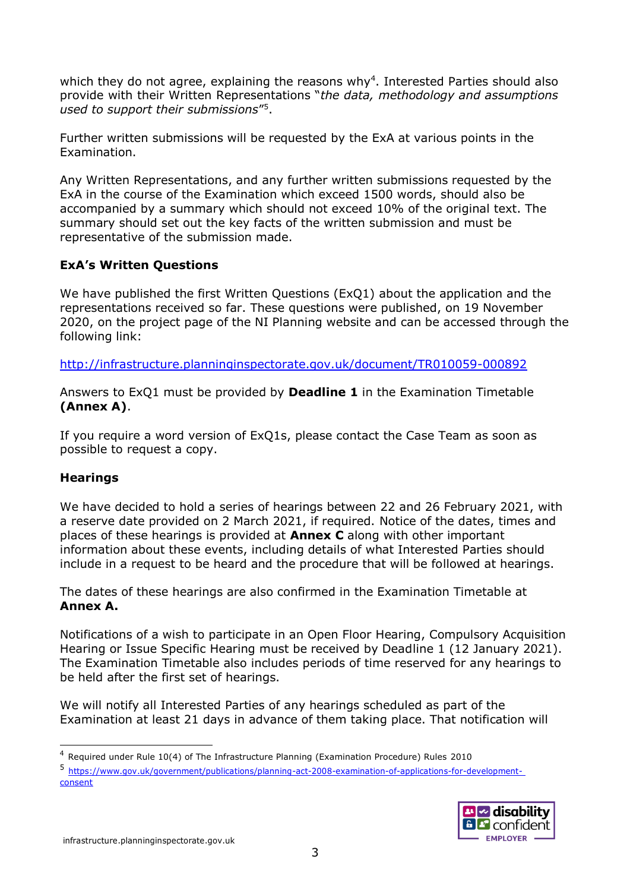which they do not agree, explaining the reasons why[4]. Interested Parties should also provide with their Written Representations "*the data, methodology and assumptions used to support their submissions*"[5].

Further written submissions will be requested by the ExA at various points in the Examination.

Any Written Representations, and any further written submissions requested by the ExA in the course of the Examination which exceed 1500 words, should also be accompanied by a summary which should not exceed 10% of the original text. The summary should set out the key facts of the written submission and must be representative of the submission made.

**ExA's Written Questions**

We have published the first Written Questions (ExQ1) about the application and the representations received so far. These questions were published, on 19 November 2020, on the project page of the NI Planning website and can be accessed through the following link:

http://infrastructure.planninginspectorate.gov.uk/document/TR010059-000892

Answers to ExQ1 must be provided by **Deadline 1** in the Examination Timetable **(Annex A)**.

If you require a word version of ExQ1s, please contact the Case Team as soon as possible to request a copy.

**Hearings**

We have decided to hold a series of hearings between 22 and 26 February 2021, with a reserve date provided on 2 March 2021, if required. Notice of the dates, times and places of these hearings is provided at **Annex C** along with other important information about these events, including details of what Interested Parties should include in a request to be heard and the procedure that will be followed at hearings.

The dates of these hearings are also confirmed in the Examination Timetable at **Annex A.**

Notifications of a wish to participate in an Open Floor Hearing, Compulsory Acquisition Hearing or Issue Specific Hearing must be received by Deadline 1 (12 January 2021). The Examination Timetable also includes periods of time reserved for any hearings to be held after the first set of hearings.

We will notify all Interested Parties of any hearings scheduled as part of the Examination at least 21 days in advance of them taking place. That notification will

[4] Required under Rule 10(4) of The Infrastructure Planning (Examination Procedure) Rules 2010

[5] https://www.gov.uk/government/publications/planning-act-2008-examination-of-applications-for-development-consent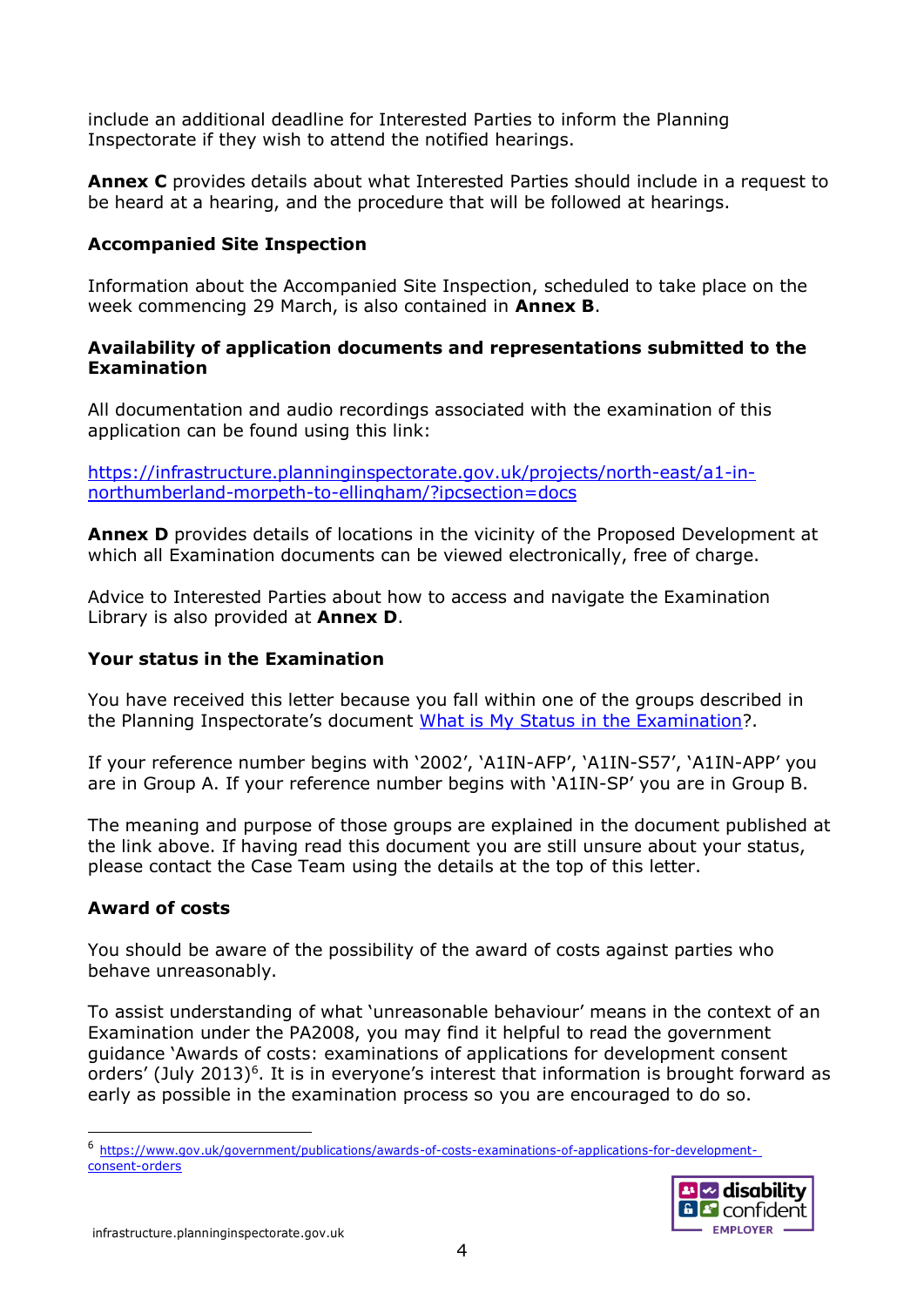include an additional deadline for Interested Parties to inform the Planning Inspectorate if they wish to attend the notified hearings.

**Annex C** provides details about what Interested Parties should include in a request to be heard at a hearing, and the procedure that will be followed at hearings.

**Accompanied Site Inspection**

Information about the Accompanied Site Inspection, scheduled to take place on the week commencing 29 March, is also contained in **Annex B**.

**Availability of application documents and representations submitted to the Examination**

All documentation and audio recordings associated with the examination of this application can be found using this link:

[https://infrastructure.planninginspectorate.gov.uk/projects/north-east/a1-in-northumberland-morpeth-to-ellingham/?ipcsection=docs](https://infrastructure.planninginspectorate.gov.uk/projects/north-east/a1-in-northumberland-morpeth-to-ellingham/?ipcsection=docs)

**Annex D** provides details of locations in the vicinity of the Proposed Development at which all Examination documents can be viewed electronically, free of charge.

Advice to Interested Parties about how to access and navigate the Examination Library is also provided at **Annex D**.

**Your status in the Examination**

You have received this letter because you fall within one of the groups described in the Planning Inspectorate's document What is My Status in the Examination?.

If your reference number begins with '2002', 'A1IN-AFP', 'A1IN-S57', 'A1IN-APP' you are in Group A. If your reference number begins with 'A1IN-SP' you are in Group B.

The meaning and purpose of those groups are explained in the document published at the link above. If having read this document you are still unsure about your status, please contact the Case Team using the details at the top of this letter.

**Award of costs**

You should be aware of the possibility of the award of costs against parties who behave unreasonably.

To assist understanding of what 'unreasonable behaviour' means in the context of an Examination under the PA2008, you may find it helpful to read the government guidance 'Awards of costs: examinations of applications for development consent orders' (July 2013)[6]. It is in everyone's interest that information is brought forward as early as possible in the examination process so you are encouraged to do so.

---

[6] [https://www.gov.uk/government/publications/awards-of-costs-examinations-of-applications-for-development-consent-orders](https://www.gov.uk/government/publications/awards-of-costs-examinations-of-applications-for-development-consent-orders)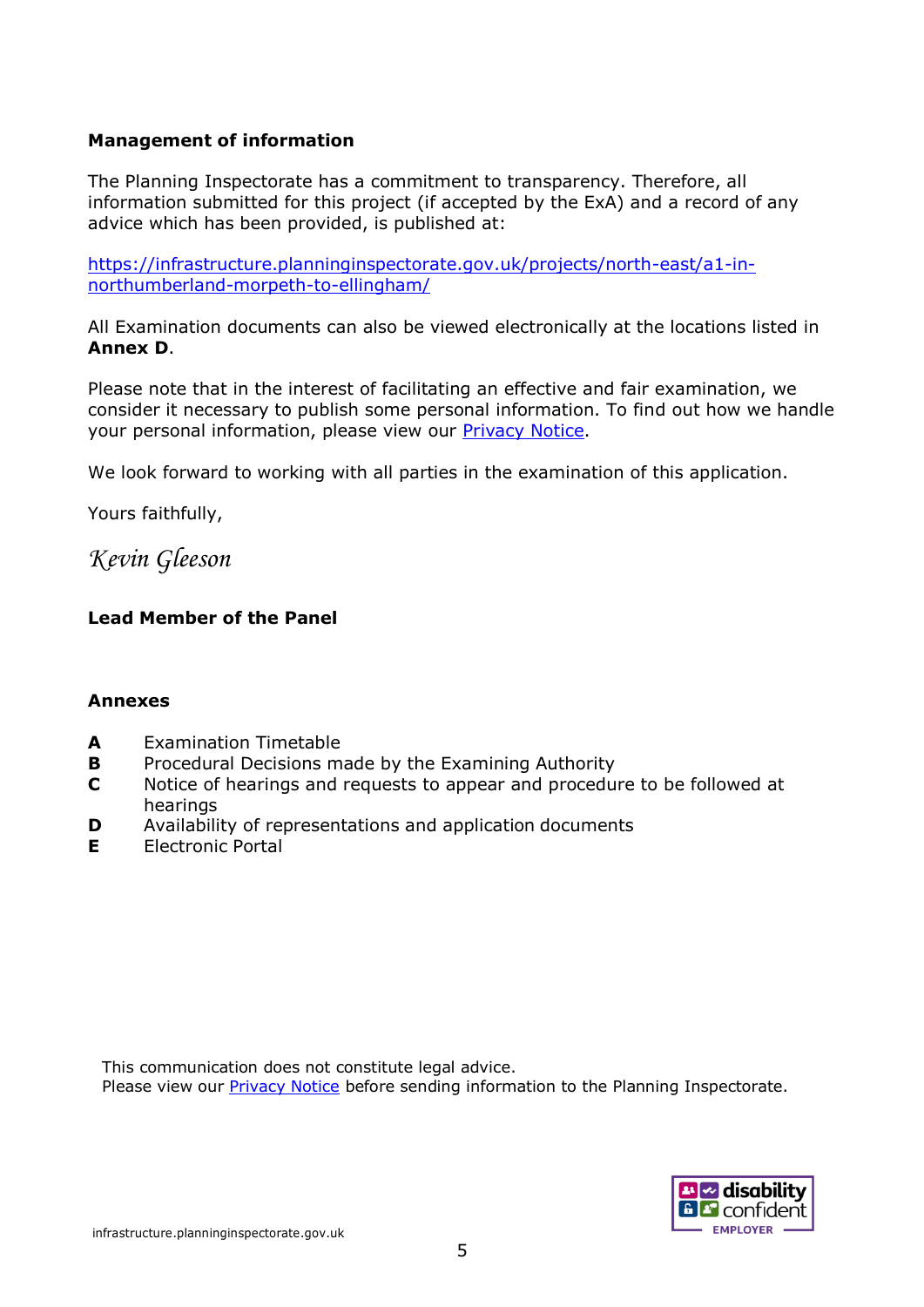**Management of information**

The Planning Inspectorate has a commitment to transparency. Therefore, all information submitted for this project (if accepted by the ExA) and a record of any advice which has been provided, is published at:

https://infrastructure.planninginspectorate.gov.uk/projects/north-east/a1-in-northumberland-morpeth-to-ellingham/

All Examination documents can also be viewed electronically at the locations listed in **Annex D**.

Please note that in the interest of facilitating an effective and fair examination, we consider it necessary to publish some personal information. To find out how we handle your personal information, please view our Privacy Notice.

We look forward to working with all parties in the examination of this application.

Yours faithfully,

*Kevin Gleeson*

**Lead Member of the Panel**

**Annexes**

- **A** Examination Timetable
- **B** Procedural Decisions made by the Examining Authority
- **C** Notice of hearings and requests to appear and procedure to be followed at hearings
- **D** Availability of representations and application documents
- **E** Electronic Portal

This communication does not constitute legal advice.
Please view our Privacy Notice before sending information to the Planning Inspectorate.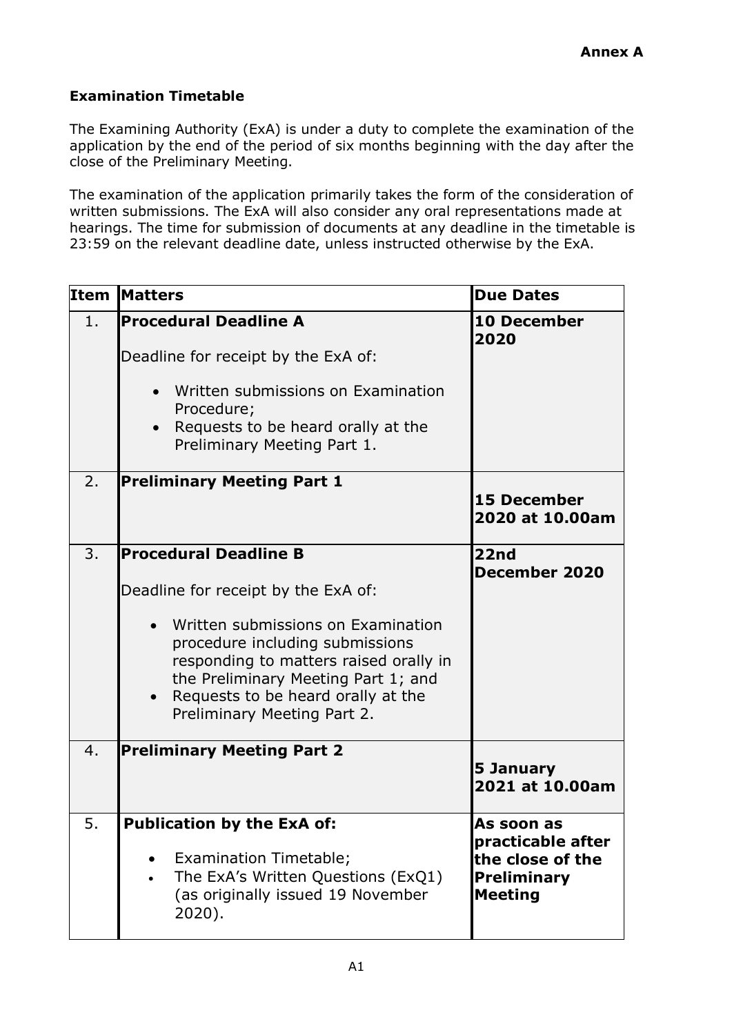**Annex A**

**Examination Timetable**

The Examining Authority (ExA) is under a duty to complete the examination of the application by the end of the period of six months beginning with the day after the close of the Preliminary Meeting.

The examination of the application primarily takes the form of the consideration of written submissions. The ExA will also consider any oral representations made at hearings. The time for submission of documents at any deadline in the timetable is 23:59 on the relevant deadline date, unless instructed otherwise by the ExA.

| Item | Matters | Due Dates |
|---|---|---|
| 1. | **Procedural Deadline A**<br><br>Deadline for receipt by the ExA of:<br><br>• Written submissions on Examination Procedure;<br>• Requests to be heard orally at the Preliminary Meeting Part 1. | **10 December 2020** |
| 2. | **Preliminary Meeting Part 1** | **15 December 2020 at 10.00am** |
| 3. | **Procedural Deadline B**<br><br>Deadline for receipt by the ExA of:<br><br>• Written submissions on Examination procedure including submissions responding to matters raised orally in the Preliminary Meeting Part 1; and<br>• Requests to be heard orally at the Preliminary Meeting Part 2. | **22nd December 2020** |
| 4. | **Preliminary Meeting Part 2** | **5 January 2021 at 10.00am** |
| 5. | **Publication by the ExA of:**<br><br>• Examination Timetable;<br>• The ExA's Written Questions (ExQ1) (as originally issued 19 November 2020). | **As soon as practicable after the close of the Preliminary Meeting** |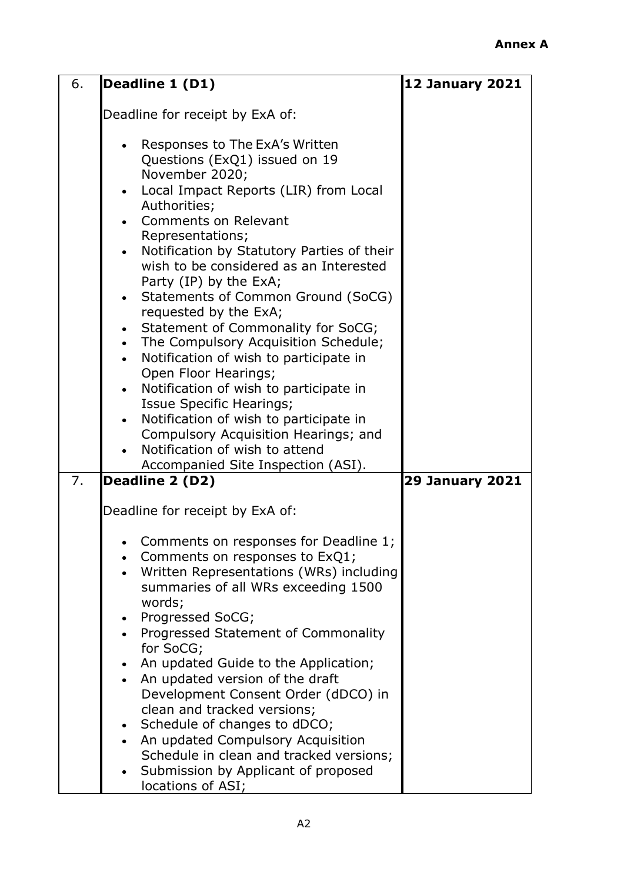**Annex A**

| 6. | **Deadline 1 (D1)**<br><br>Deadline for receipt by ExA of:<br><br>• Responses to The ExA's Written Questions (ExQ1) issued on 19 November 2020;<br>• Local Impact Reports (LIR) from Local Authorities;<br>• Comments on Relevant Representations;<br>• Notification by Statutory Parties of their wish to be considered as an Interested Party (IP) by the ExA;<br>• Statements of Common Ground (SoCG) requested by the ExA;<br>• Statement of Commonality for SoCG;<br>• The Compulsory Acquisition Schedule;<br>• Notification of wish to participate in Open Floor Hearings;<br>• Notification of wish to participate in Issue Specific Hearings;<br>• Notification of wish to participate in Compulsory Acquisition Hearings; and<br>• Notification of wish to attend Accompanied Site Inspection (ASI). | **12 January 2021** |
|---|---|---|
| 7. | **Deadline 2 (D2)**<br><br>Deadline for receipt by ExA of:<br><br>• Comments on responses for Deadline 1;<br>• Comments on responses to ExQ1;<br>• Written Representations (WRs) including summaries of all WRs exceeding 1500 words;<br>• Progressed SoCG;<br>• Progressed Statement of Commonality for SoCG;<br>• An updated Guide to the Application;<br>• An updated version of the draft Development Consent Order (dDCO) in clean and tracked versions;<br>• Schedule of changes to dDCO;<br>• An updated Compulsory Acquisition Schedule in clean and tracked versions;<br>• Submission by Applicant of proposed locations of ASI; | **29 January 2021** |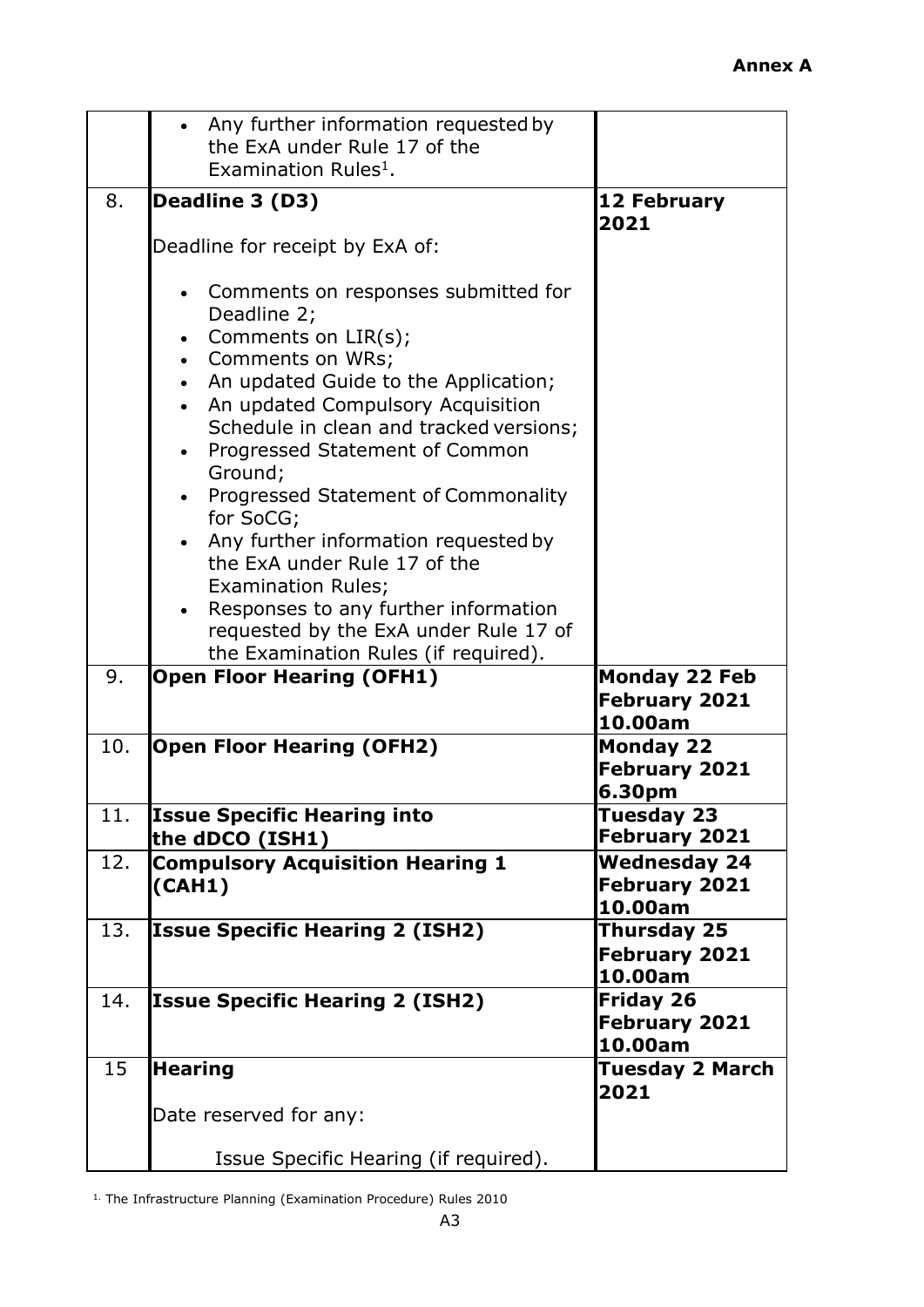**Annex A**

| | | |
|---|---|---|
| | • Any further information requested by the ExA under Rule 17 of the Examination Rules[1]. | |
| 8. | **Deadline 3 (D3)**<br><br>Deadline for receipt by ExA of:<br><br>• Comments on responses submitted for Deadline 2;<br>• Comments on LIR(s);<br>• Comments on WRs;<br>• An updated Guide to the Application;<br>• An updated Compulsory Acquisition Schedule in clean and tracked versions;<br>• Progressed Statement of Common Ground;<br>• Progressed Statement of Commonality for SoCG;<br>• Any further information requested by the ExA under Rule 17 of the Examination Rules;<br>• Responses to any further information requested by the ExA under Rule 17 of the Examination Rules (if required). | **12 February 2021** |
| 9. | **Open Floor Hearing (OFH1)** | **Monday 22 Feb February 2021 10.00am** |
| 10. | **Open Floor Hearing (OFH2)** | **Monday 22 February 2021 6.30pm** |
| 11. | **Issue Specific Hearing into the dDCO (ISH1)** | **Tuesday 23 February 2021** |
| 12. | **Compulsory Acquisition Hearing 1 (CAH1)** | **Wednesday 24 February 2021 10.00am** |
| 13. | **Issue Specific Hearing 2 (ISH2)** | **Thursday 25 February 2021 10.00am** |
| 14. | **Issue Specific Hearing 2 (ISH2)** | **Friday 26 February 2021 10.00am** |
| 15 | **Hearing**<br><br>Date reserved for any:<br><br>Issue Specific Hearing (if required). | **Tuesday 2 March 2021** |

[1] The Infrastructure Planning (Examination Procedure) Rules 2010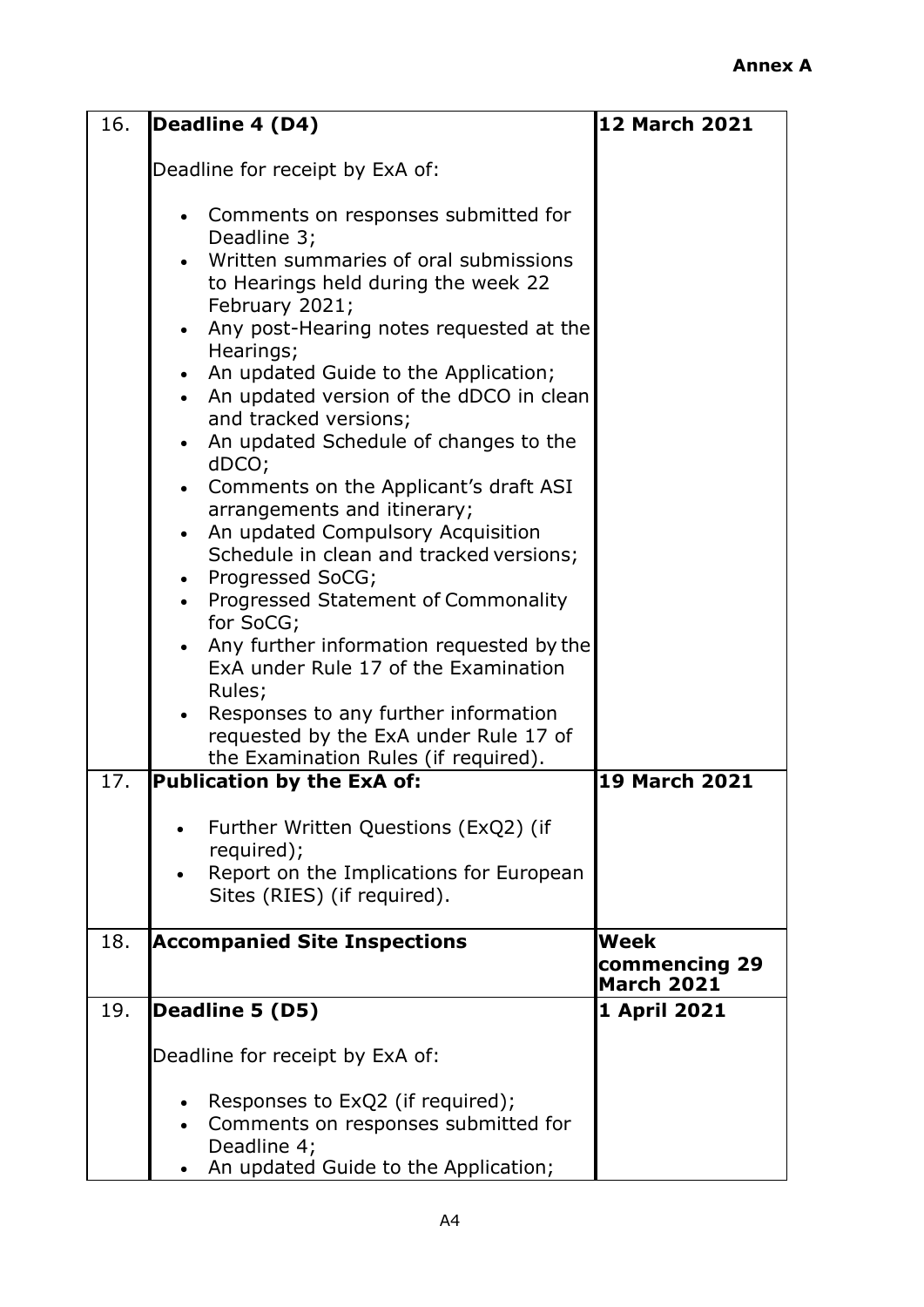**Annex A**

| | | |
|---|---|---|
| 16. | **Deadline 4 (D4)**<br><br>Deadline for receipt by ExA of:<br><br>• Comments on responses submitted for Deadline 3;<br>• Written summaries of oral submissions to Hearings held during the week 22 February 2021;<br>• Any post-Hearing notes requested at the Hearings;<br>• An updated Guide to the Application;<br>• An updated version of the dDCO in clean and tracked versions;<br>• An updated Schedule of changes to the dDCO;<br>• Comments on the Applicant's draft ASI arrangements and itinerary;<br>• An updated Compulsory Acquisition Schedule in clean and tracked versions;<br>• Progressed SoCG;<br>• Progressed Statement of Commonality for SoCG;<br>• Any further information requested by the ExA under Rule 17 of the Examination Rules;<br>• Responses to any further information requested by the ExA under Rule 17 of the Examination Rules (if required). | **12 March 2021** |
| 17. | **Publication by the ExA of:**<br><br>• Further Written Questions (ExQ2) (if required);<br>• Report on the Implications for European Sites (RIES) (if required). | **19 March 2021** |
| 18. | **Accompanied Site Inspections** | **Week commencing 29 March 2021** |
| 19. | **Deadline 5 (D5)**<br><br>Deadline for receipt by ExA of:<br><br>• Responses to ExQ2 (if required);<br>• Comments on responses submitted for Deadline 4;<br>• An updated Guide to the Application; | **1 April 2021** |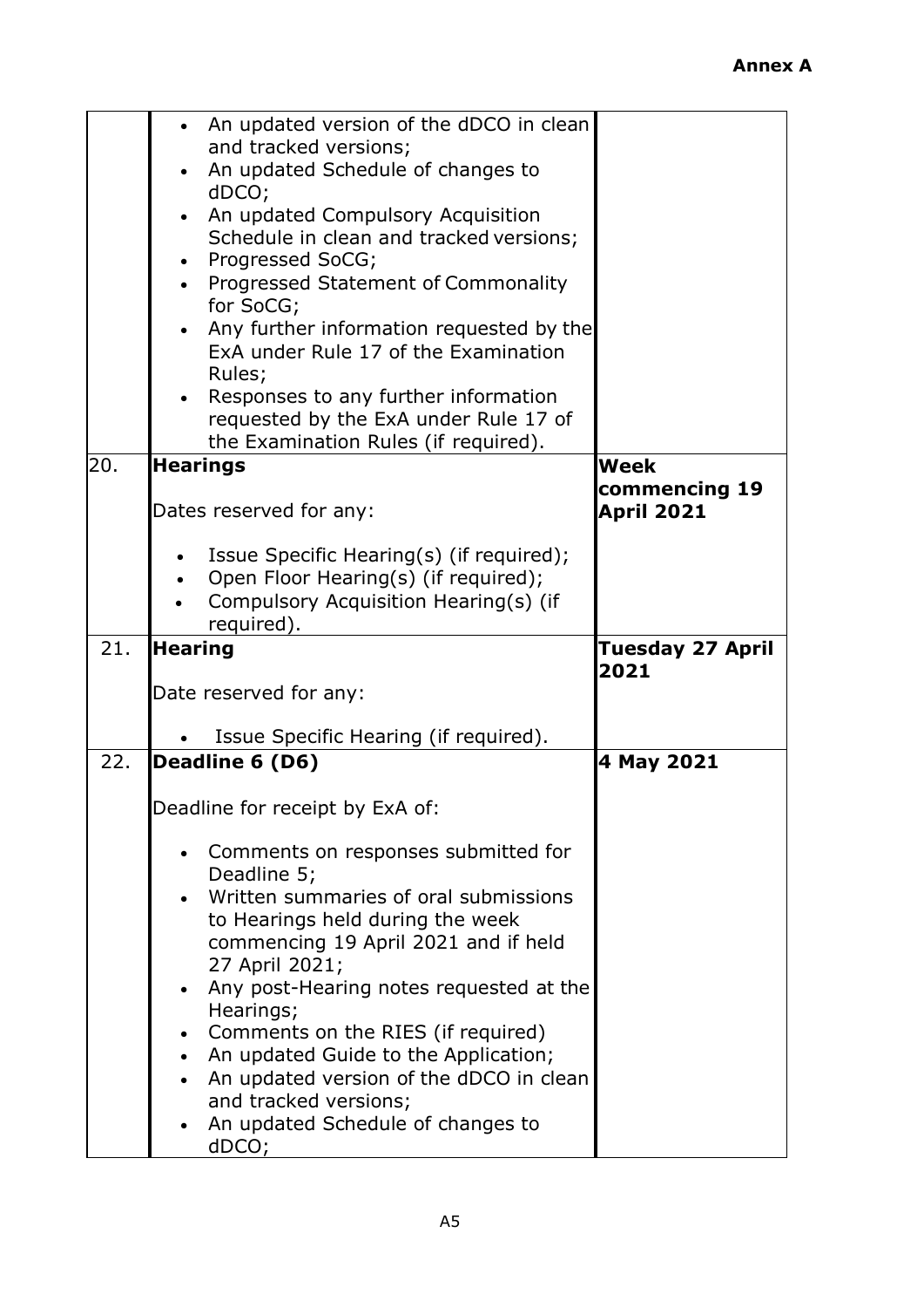**Annex A**

| | | |
|---|---|---|
| | • An updated version of the dDCO in clean and tracked versions;<br>• An updated Schedule of changes to dDCO;<br>• An updated Compulsory Acquisition Schedule in clean and tracked versions;<br>• Progressed SoCG;<br>• Progressed Statement of Commonality for SoCG;<br>• Any further information requested by the ExA under Rule 17 of the Examination Rules;<br>• Responses to any further information requested by the ExA under Rule 17 of the Examination Rules (if required). | |
| 20. | **Hearings**<br><br>Dates reserved for any:<br><br>• Issue Specific Hearing(s) (if required);<br>• Open Floor Hearing(s) (if required);<br>• Compulsory Acquisition Hearing(s) (if required). | **Week commencing 19 April 2021** |
| 21. | **Hearing**<br><br>Date reserved for any:<br><br>• Issue Specific Hearing (if required). | **Tuesday 27 April 2021** |
| 22. | **Deadline 6 (D6)**<br><br>Deadline for receipt by ExA of:<br><br>• Comments on responses submitted for Deadline 5;<br>• Written summaries of oral submissions to Hearings held during the week commencing 19 April 2021 and if held 27 April 2021;<br>• Any post-Hearing notes requested at the Hearings;<br>• Comments on the RIES (if required)<br>• An updated Guide to the Application;<br>• An updated version of the dDCO in clean and tracked versions;<br>• An updated Schedule of changes to dDCO; | **4 May 2021** |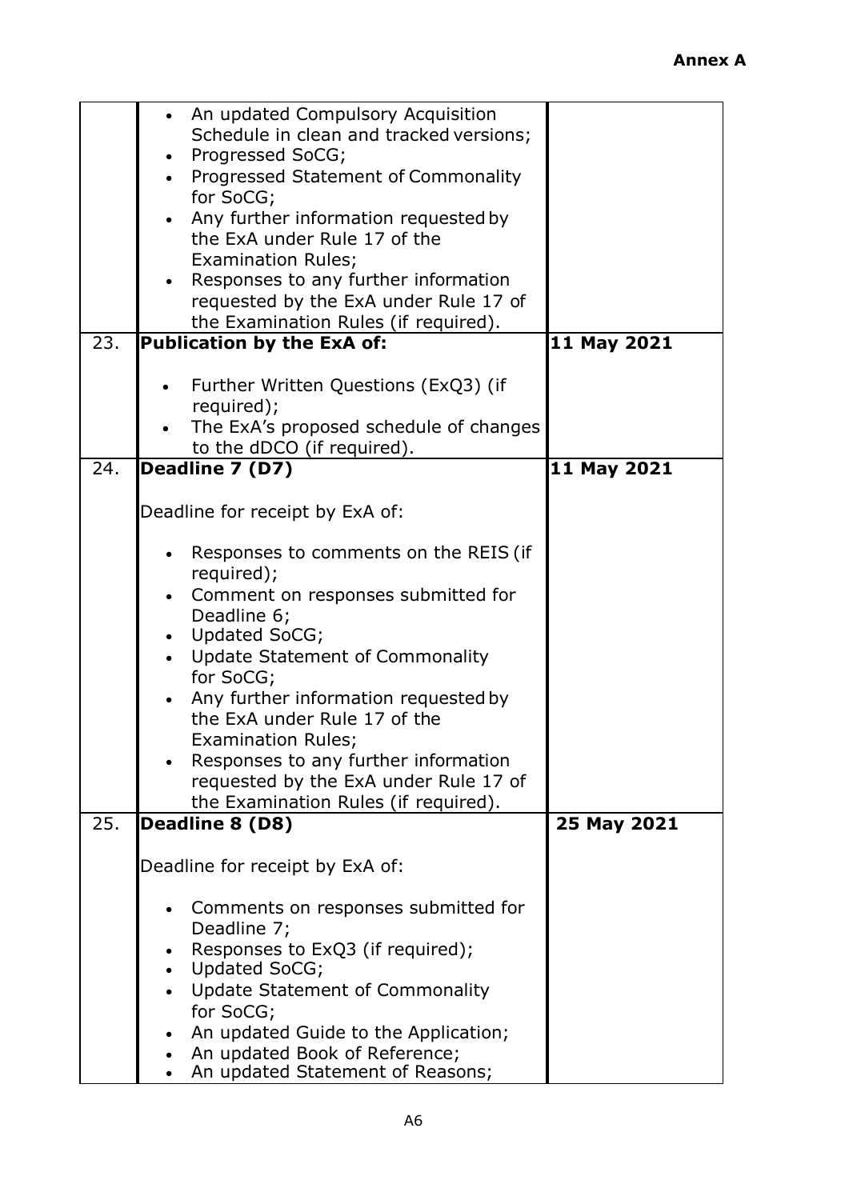**Annex A**

| | | |
|---|---|---|
| | • An updated Compulsory Acquisition Schedule in clean and tracked versions;<br>• Progressed SoCG;<br>• Progressed Statement of Commonality for SoCG;<br>• Any further information requested by the ExA under Rule 17 of the Examination Rules;<br>• Responses to any further information requested by the ExA under Rule 17 of the Examination Rules (if required). | |
| 23. | **Publication by the ExA of:**<br><br>• Further Written Questions (ExQ3) (if required);<br>• The ExA's proposed schedule of changes to the dDCO (if required). | **11 May 2021** |
| 24. | **Deadline 7 (D7)**<br><br>Deadline for receipt by ExA of:<br><br>• Responses to comments on the REIS (if required);<br>• Comment on responses submitted for Deadline 6;<br>• Updated SoCG;<br>• Update Statement of Commonality for SoCG;<br>• Any further information requested by the ExA under Rule 17 of the Examination Rules;<br>• Responses to any further information requested by the ExA under Rule 17 of the Examination Rules (if required). | **11 May 2021** |
| 25. | **Deadline 8 (D8)**<br><br>Deadline for receipt by ExA of:<br><br>• Comments on responses submitted for Deadline 7;<br>• Responses to ExQ3 (if required);<br>• Updated SoCG;<br>• Update Statement of Commonality for SoCG;<br>• An updated Guide to the Application;<br>• An updated Book of Reference;<br>• An updated Statement of Reasons; | **25 May 2021** |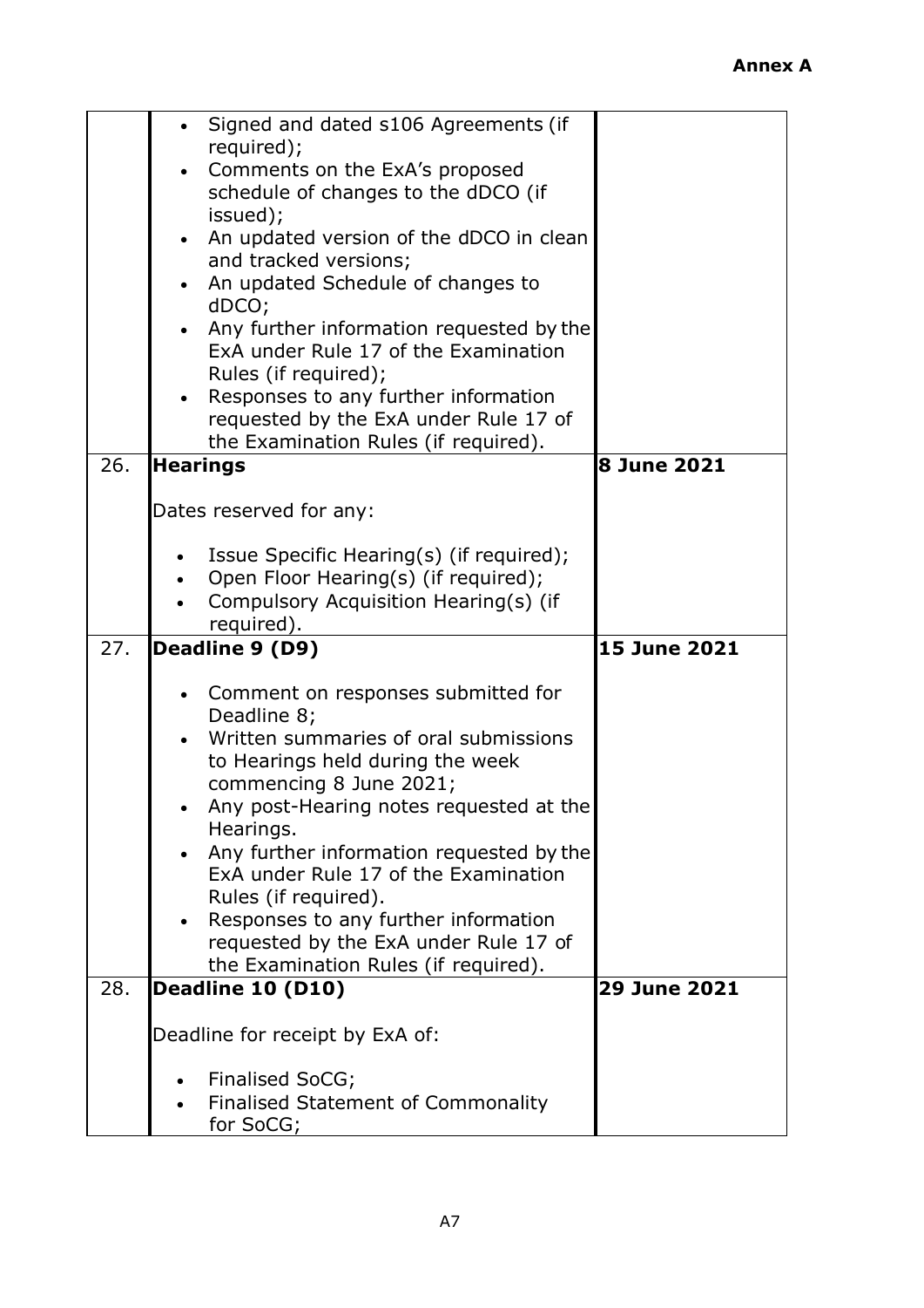**Annex A**

| | | |
|---|---|---|
| | • Signed and dated s106 Agreements (if required);<br>• Comments on the ExA's proposed schedule of changes to the dDCO (if issued);<br>• An updated version of the dDCO in clean and tracked versions;<br>• An updated Schedule of changes to dDCO;<br>• Any further information requested by the ExA under Rule 17 of the Examination Rules (if required);<br>• Responses to any further information requested by the ExA under Rule 17 of the Examination Rules (if required). | |
| 26. | **Hearings**<br><br>Dates reserved for any:<br><br>• Issue Specific Hearing(s) (if required);<br>• Open Floor Hearing(s) (if required);<br>• Compulsory Acquisition Hearing(s) (if required). | **8 June 2021** |
| 27. | **Deadline 9 (D9)**<br><br>• Comment on responses submitted for Deadline 8;<br>• Written summaries of oral submissions to Hearings held during the week commencing 8 June 2021;<br>• Any post-Hearing notes requested at the Hearings.<br>• Any further information requested by the ExA under Rule 17 of the Examination Rules (if required).<br>• Responses to any further information requested by the ExA under Rule 17 of the Examination Rules (if required). | **15 June 2021** |
| 28. | **Deadline 10 (D10)**<br><br>Deadline for receipt by ExA of:<br><br>• Finalised SoCG;<br>• Finalised Statement of Commonality for SoCG; | **29 June 2021** |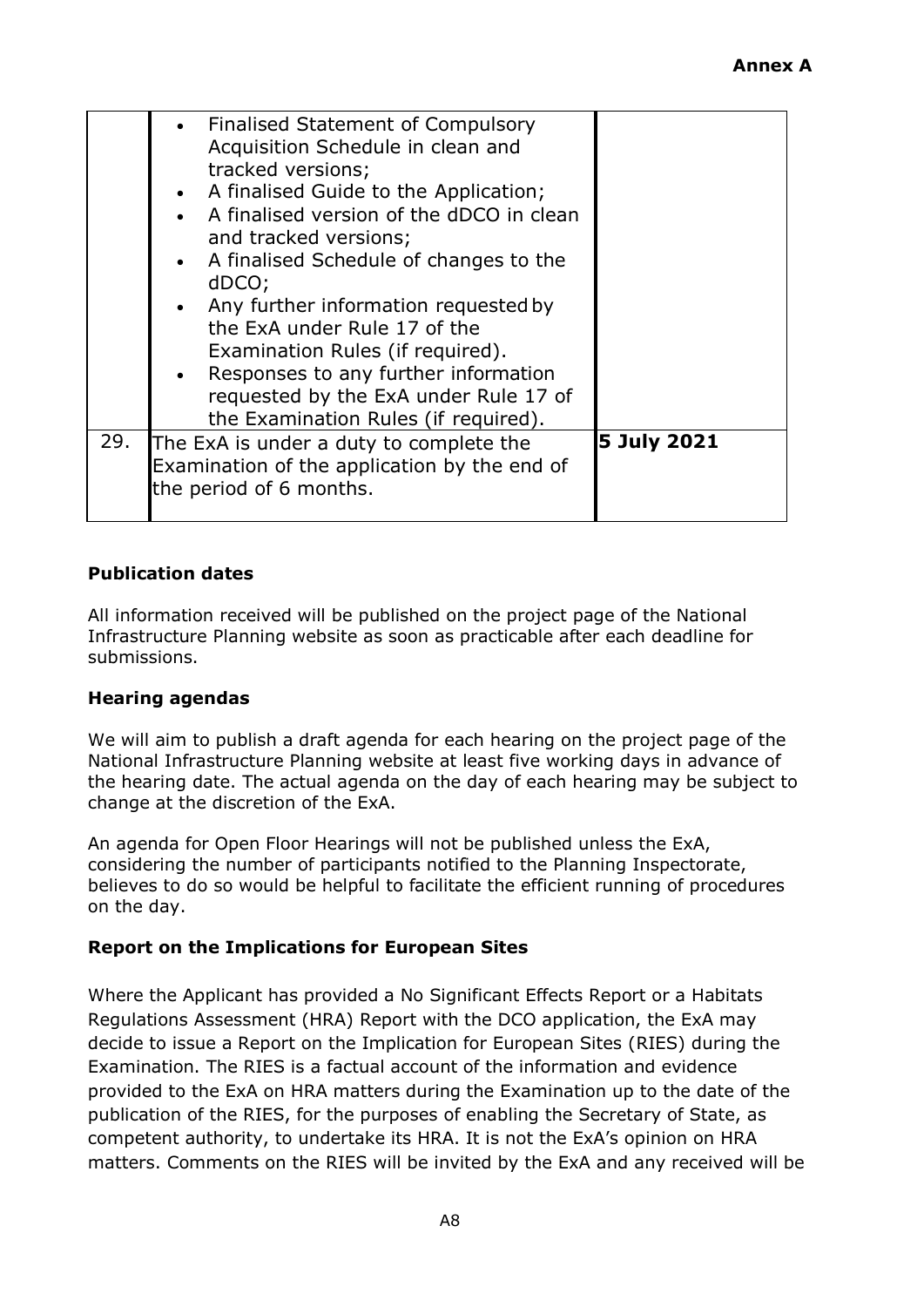| | | |
|---|---|---|
| | <ul><li>Finalised Statement of Compulsory Acquisition Schedule in clean and tracked versions;</li><li>A finalised Guide to the Application;</li><li>A finalised version of the dDCO in clean and tracked versions;</li><li>A finalised Schedule of changes to the dDCO;</li><li>Any further information requested by the ExA under Rule 17 of the Examination Rules (if required).</li><li>Responses to any further information requested by the ExA under Rule 17 of the Examination Rules (if required).</li></ul> | |
| 29. | The ExA is under a duty to complete the Examination of the application by the end of the period of 6 months. | **5 July 2021** |

**Publication dates**

All information received will be published on the project page of the National Infrastructure Planning website as soon as practicable after each deadline for submissions.

**Hearing agendas**

We will aim to publish a draft agenda for each hearing on the project page of the National Infrastructure Planning website at least five working days in advance of the hearing date. The actual agenda on the day of each hearing may be subject to change at the discretion of the ExA.

An agenda for Open Floor Hearings will not be published unless the ExA, considering the number of participants notified to the Planning Inspectorate, believes to do so would be helpful to facilitate the efficient running of procedures on the day.

**Report on the Implications for European Sites**

Where the Applicant has provided a No Significant Effects Report or a Habitats Regulations Assessment (HRA) Report with the DCO application, the ExA may decide to issue a Report on the Implication for European Sites (RIES) during the Examination. The RIES is a factual account of the information and evidence provided to the ExA on HRA matters during the Examination up to the date of the publication of the RIES, for the purposes of enabling the Secretary of State, as competent authority, to undertake its HRA. It is not the ExA's opinion on HRA matters. Comments on the RIES will be invited by the ExA and any received will be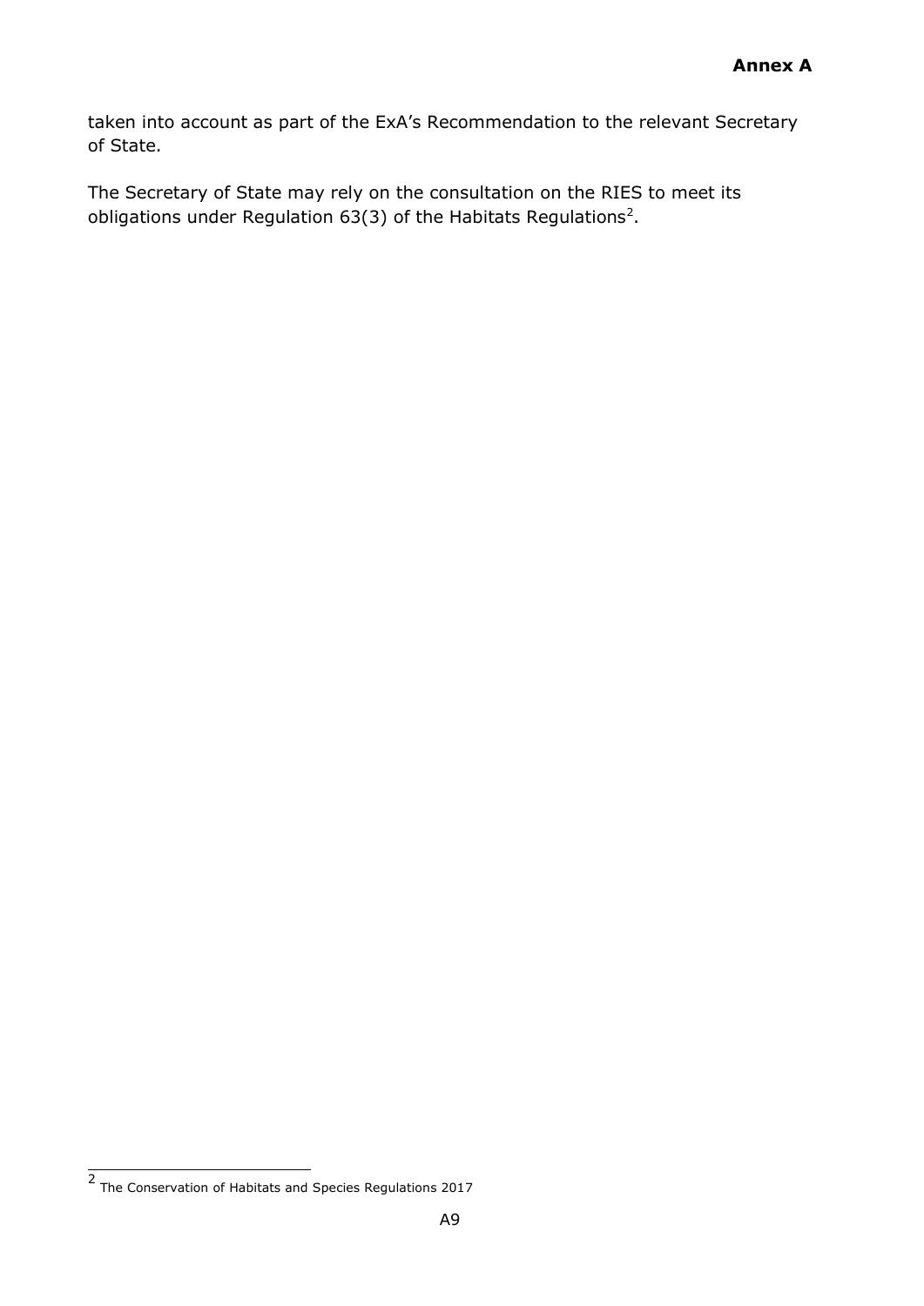taken into account as part of the ExA's Recommendation to the relevant Secretary of State.

The Secretary of State may rely on the consultation on the RIES to meet its obligations under Regulation 63(3) of the Habitats Regulations[2].

---

[2] The Conservation of Habitats and Species Regulations 2017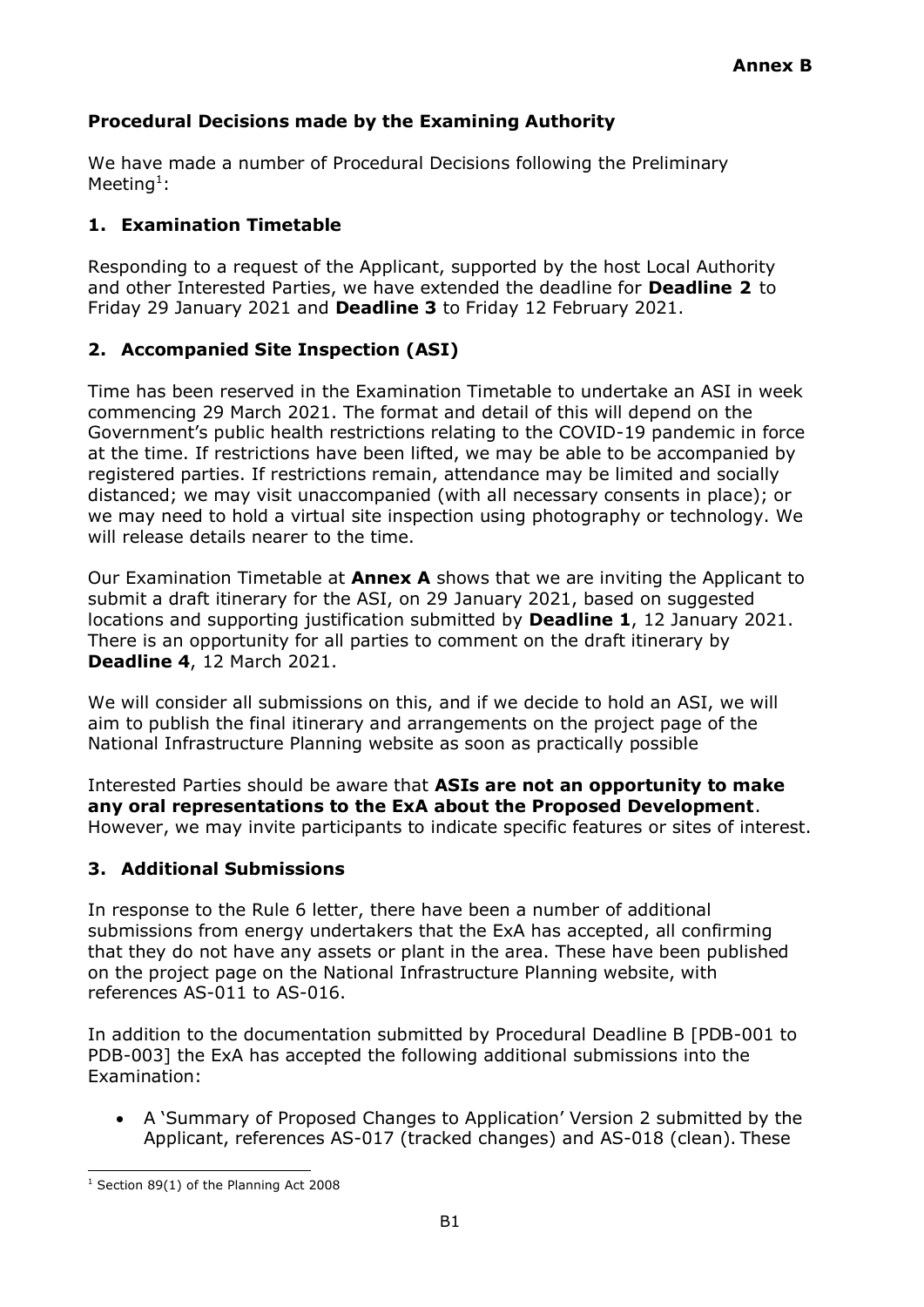**Annex B**

## Procedural Decisions made by the Examining Authority

We have made a number of Procedural Decisions following the Preliminary Meeting[1]:

### 1. Examination Timetable

Responding to a request of the Applicant, supported by the host Local Authority and other Interested Parties, we have extended the deadline for **Deadline 2** to Friday 29 January 2021 and **Deadline 3** to Friday 12 February 2021.

### 2. Accompanied Site Inspection (ASI)

Time has been reserved in the Examination Timetable to undertake an ASI in week commencing 29 March 2021. The format and detail of this will depend on the Government's public health restrictions relating to the COVID-19 pandemic in force at the time. If restrictions have been lifted, we may be able to be accompanied by registered parties. If restrictions remain, attendance may be limited and socially distanced; we may visit unaccompanied (with all necessary consents in place); or we may need to hold a virtual site inspection using photography or technology. We will release details nearer to the time.

Our Examination Timetable at **Annex A** shows that we are inviting the Applicant to submit a draft itinerary for the ASI, on 29 January 2021, based on suggested locations and supporting justification submitted by **Deadline 1**, 12 January 2021. There is an opportunity for all parties to comment on the draft itinerary by **Deadline 4**, 12 March 2021.

We will consider all submissions on this, and if we decide to hold an ASI, we will aim to publish the final itinerary and arrangements on the project page of the National Infrastructure Planning website as soon as practically possible

Interested Parties should be aware that **ASIs are not an opportunity to make any oral representations to the ExA about the Proposed Development**. However, we may invite participants to indicate specific features or sites of interest.

### 3. Additional Submissions

In response to the Rule 6 letter, there have been a number of additional submissions from energy undertakers that the ExA has accepted, all confirming that they do not have any assets or plant in the area. These have been published on the project page on the National Infrastructure Planning website, with references AS-011 to AS-016.

In addition to the documentation submitted by Procedural Deadline B [PDB-001 to PDB-003] the ExA has accepted the following additional submissions into the Examination:

- A 'Summary of Proposed Changes to Application' Version 2 submitted by the Applicant, references AS-017 (tracked changes) and AS-018 (clean). These

[1] Section 89(1) of the Planning Act 2008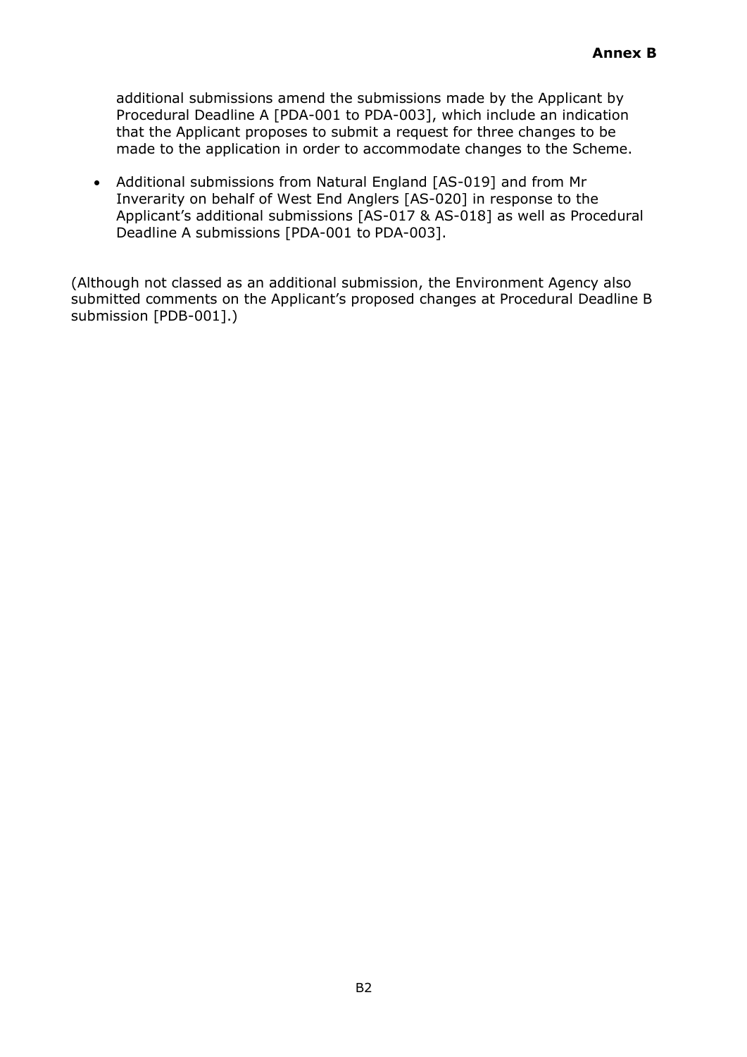additional submissions amend the submissions made by the Applicant by Procedural Deadline A [PDA-001 to PDA-003], which include an indication that the Applicant proposes to submit a request for three changes to be made to the application in order to accommodate changes to the Scheme.

- Additional submissions from Natural England [AS-019] and from Mr Inverarity on behalf of West End Anglers [AS-020] in response to the Applicant's additional submissions [AS-017 & AS-018] as well as Procedural Deadline A submissions [PDA-001 to PDA-003].

(Although not classed as an additional submission, the Environment Agency also submitted comments on the Applicant's proposed changes at Procedural Deadline B submission [PDB-001].)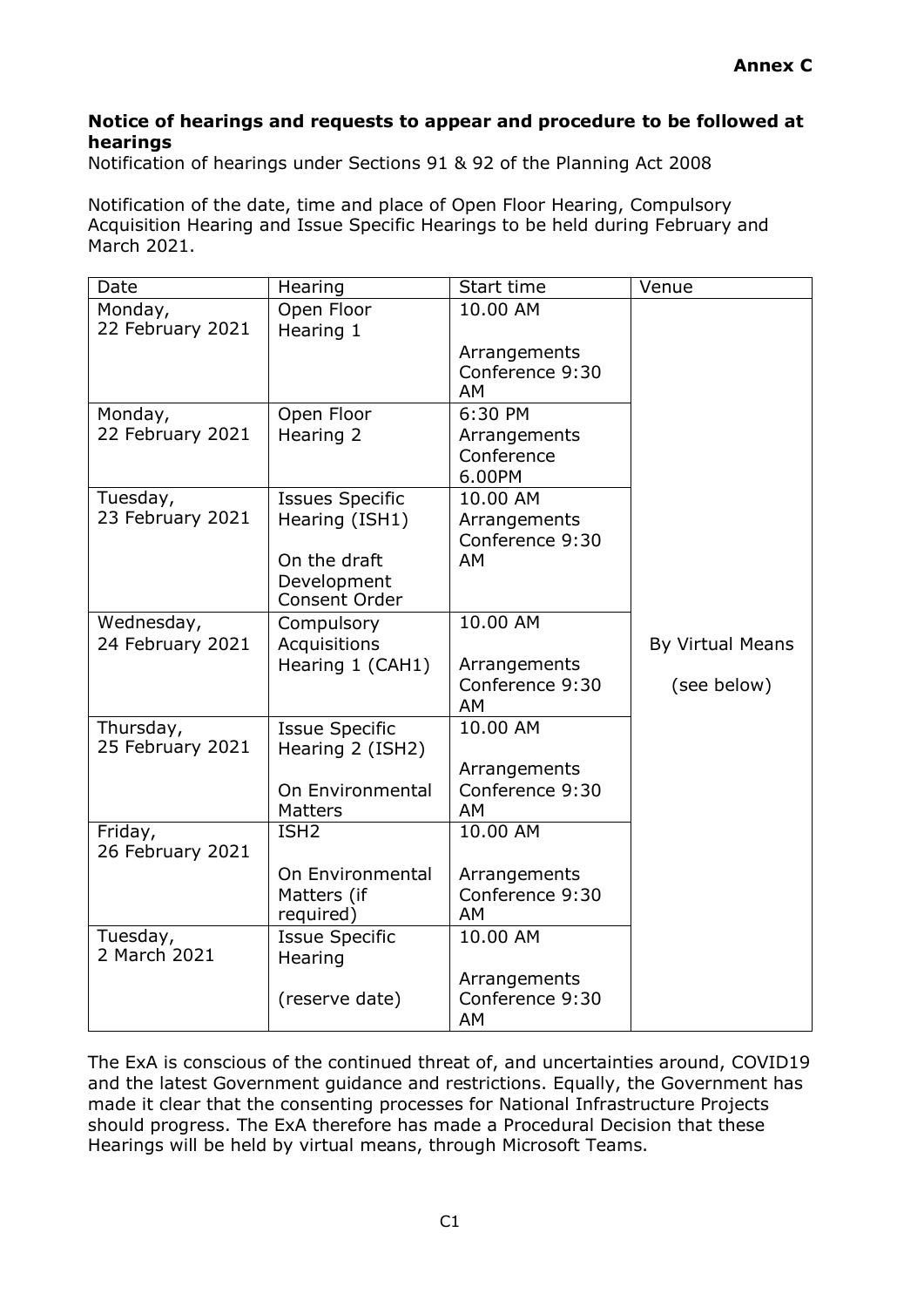**Annex C**

**Notice of hearings and requests to appear and procedure to be followed at hearings**

Notification of hearings under Sections 91 & 92 of the Planning Act 2008

Notification of the date, time and place of Open Floor Hearing, Compulsory Acquisition Hearing and Issue Specific Hearings to be held during February and March 2021.

| Date | Hearing | Start time | Venue |
|---|---|---|---|
| Monday, 22 February 2021 | Open Floor Hearing 1 | 10.00 AM<br><br>Arrangements Conference 9:30 AM | By Virtual Means<br><br>(see below) |
| Monday, 22 February 2021 | Open Floor Hearing 2 | 6:30 PM<br>Arrangements Conference 6.00PM | |
| Tuesday, 23 February 2021 | Issues Specific Hearing (ISH1)<br><br>On the draft Development Consent Order | 10.00 AM<br>Arrangements Conference 9:30 AM | |
| Wednesday, 24 February 2021 | Compulsory Acquisitions Hearing 1 (CAH1) | 10.00 AM<br><br>Arrangements Conference 9:30 AM | |
| Thursday, 25 February 2021 | Issue Specific Hearing 2 (ISH2)<br><br>On Environmental Matters | 10.00 AM<br><br>Arrangements Conference 9:30 AM | |
| Friday, 26 February 2021 | ISH2<br><br>On Environmental Matters (if required) | 10.00 AM<br><br>Arrangements Conference 9:30 AM | |
| Tuesday, 2 March 2021 | Issue Specific Hearing<br><br>(reserve date) | 10.00 AM<br><br>Arrangements Conference 9:30 AM | |

The ExA is conscious of the continued threat of, and uncertainties around, COVID19 and the latest Government guidance and restrictions. Equally, the Government has made it clear that the consenting processes for National Infrastructure Projects should progress. The ExA therefore has made a Procedural Decision that these Hearings will be held by virtual means, through Microsoft Teams.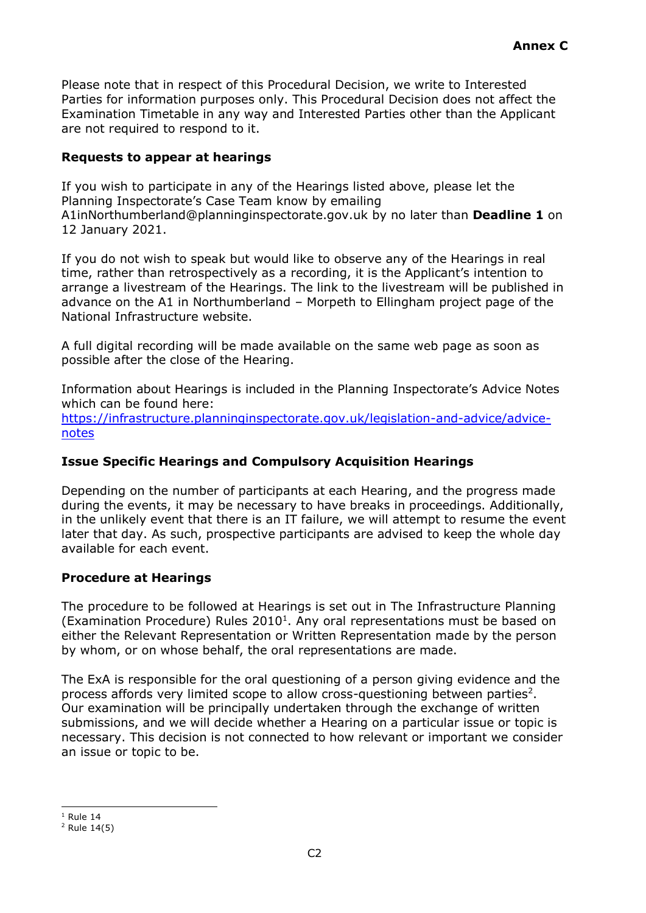**Annex C**

Please note that in respect of this Procedural Decision, we write to Interested Parties for information purposes only. This Procedural Decision does not affect the Examination Timetable in any way and Interested Parties other than the Applicant are not required to respond to it.

**Requests to appear at hearings**

If you wish to participate in any of the Hearings listed above, please let the Planning Inspectorate's Case Team know by emailing A1inNorthumberland@planninginspectorate.gov.uk by no later than **Deadline 1** on 12 January 2021.

If you do not wish to speak but would like to observe any of the Hearings in real time, rather than retrospectively as a recording, it is the Applicant's intention to arrange a livestream of the Hearings. The link to the livestream will be published in advance on the A1 in Northumberland – Morpeth to Ellingham project page of the National Infrastructure website.

A full digital recording will be made available on the same web page as soon as possible after the close of the Hearing.

Information about Hearings is included in the Planning Inspectorate's Advice Notes which can be found here: [https://infrastructure.planninginspectorate.gov.uk/legislation-and-advice/advice-notes](https://infrastructure.planninginspectorate.gov.uk/legislation-and-advice/advice-notes)

**Issue Specific Hearings and Compulsory Acquisition Hearings**

Depending on the number of participants at each Hearing, and the progress made during the events, it may be necessary to have breaks in proceedings. Additionally, in the unlikely event that there is an IT failure, we will attempt to resume the event later that day. As such, prospective participants are advised to keep the whole day available for each event.

**Procedure at Hearings**

The procedure to be followed at Hearings is set out in The Infrastructure Planning (Examination Procedure) Rules 2010[1]. Any oral representations must be based on either the Relevant Representation or Written Representation made by the person by whom, or on whose behalf, the oral representations are made.

The ExA is responsible for the oral questioning of a person giving evidence and the process affords very limited scope to allow cross-questioning between parties[2]. Our examination will be principally undertaken through the exchange of written submissions, and we will decide whether a Hearing on a particular issue or topic is necessary. This decision is not connected to how relevant or important we consider an issue or topic to be.

[1] Rule 14
[2] Rule 14(5)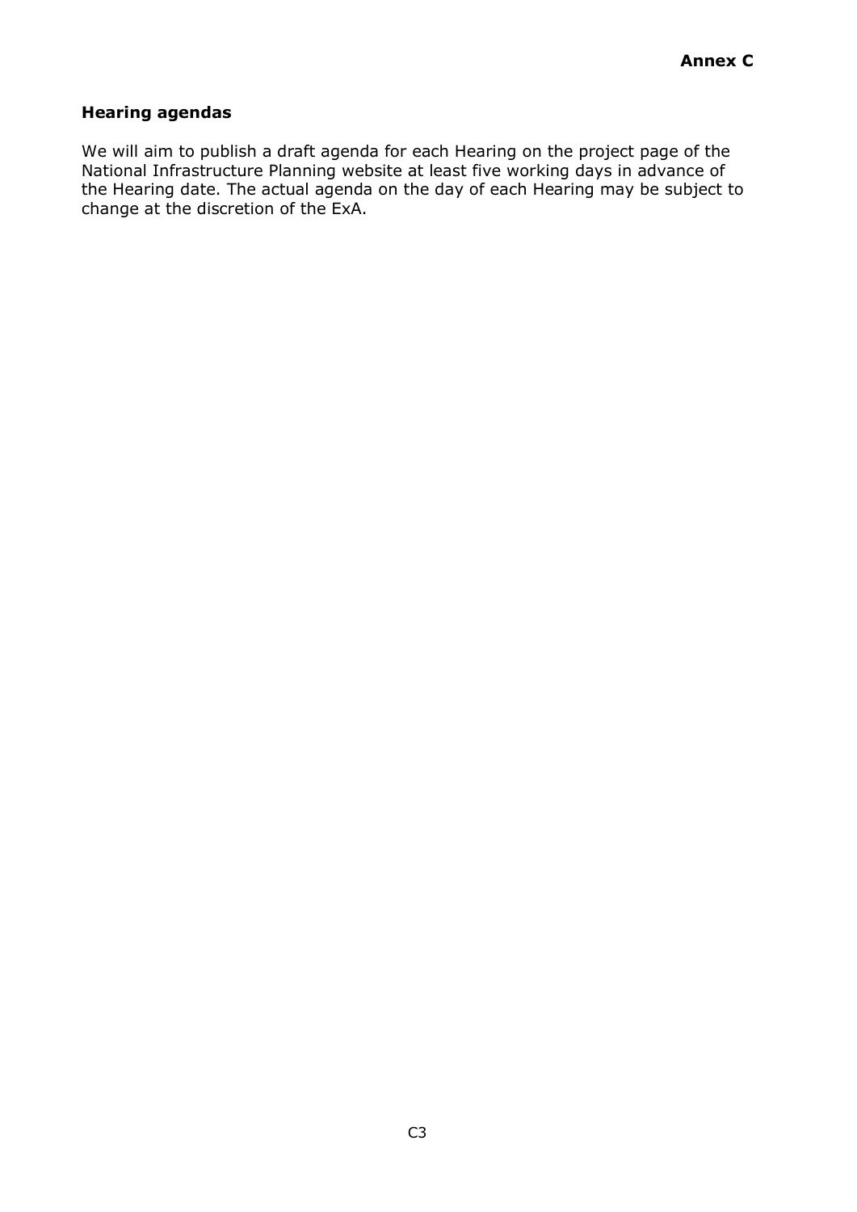**Annex C**

**Hearing agendas**

We will aim to publish a draft agenda for each Hearing on the project page of the National Infrastructure Planning website at least five working days in advance of the Hearing date. The actual agenda on the day of each Hearing may be subject to change at the discretion of the ExA.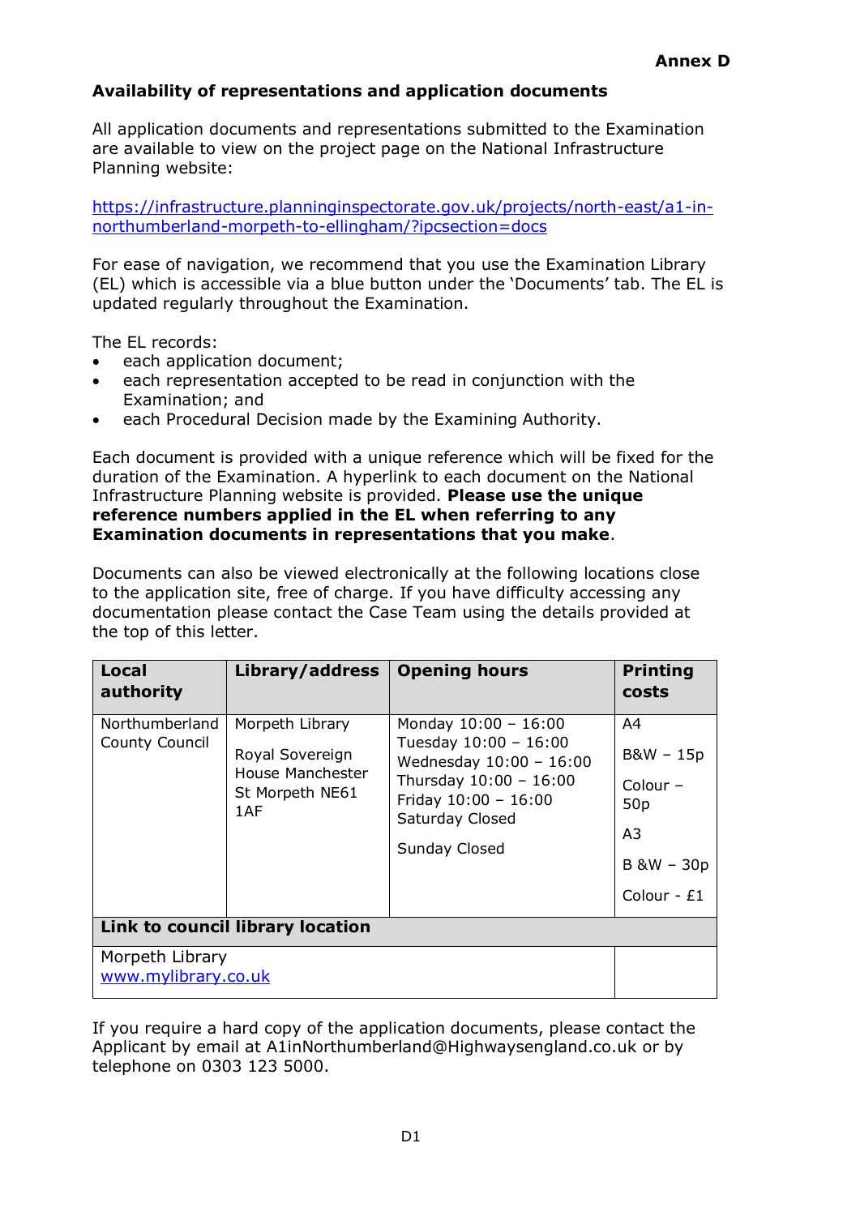**Annex D**

**Availability of representations and application documents**

All application documents and representations submitted to the Examination are available to view on the project page on the National Infrastructure Planning website:

[https://infrastructure.planninginspectorate.gov.uk/projects/north-east/a1-in-northumberland-morpeth-to-ellingham/?ipcsection=docs](https://infrastructure.planninginspectorate.gov.uk/projects/north-east/a1-in-northumberland-morpeth-to-ellingham/?ipcsection=docs)

For ease of navigation, we recommend that you use the Examination Library (EL) which is accessible via a blue button under the 'Documents' tab. The EL is updated regularly throughout the Examination.

The EL records:

- each application document;
- each representation accepted to be read in conjunction with the Examination; and
- each Procedural Decision made by the Examining Authority.

Each document is provided with a unique reference which will be fixed for the duration of the Examination. A hyperlink to each document on the National Infrastructure Planning website is provided. **Please use the unique reference numbers applied in the EL when referring to any Examination documents in representations that you make**.

Documents can also be viewed electronically at the following locations close to the application site, free of charge. If you have difficulty accessing any documentation please contact the Case Team using the details provided at the top of this letter.

| Local authority | Library/address | Opening hours | Printing costs |
|---|---|---|---|
| Northumberland County Council | Morpeth Library<br><br>Royal Sovereign House Manchester St Morpeth NE61 1AF | Monday 10:00 – 16:00<br>Tuesday 10:00 – 16:00<br>Wednesday 10:00 – 16:00<br>Thursday 10:00 – 16:00<br>Friday 10:00 – 16:00<br>Saturday Closed<br><br>Sunday Closed | A4<br><br>B&W – 15p<br><br>Colour – 50p<br><br>A3<br><br>B &W – 30p<br><br>Colour - £1 |
| **Link to council library location** | | | |
| Morpeth Library<br>[www.mylibrary.co.uk](http://www.mylibrary.co.uk) | | | |

If you require a hard copy of the application documents, please contact the Applicant by email at A1inNorthumberland@Highwaysengland.co.uk or by telephone on 0303 123 5000.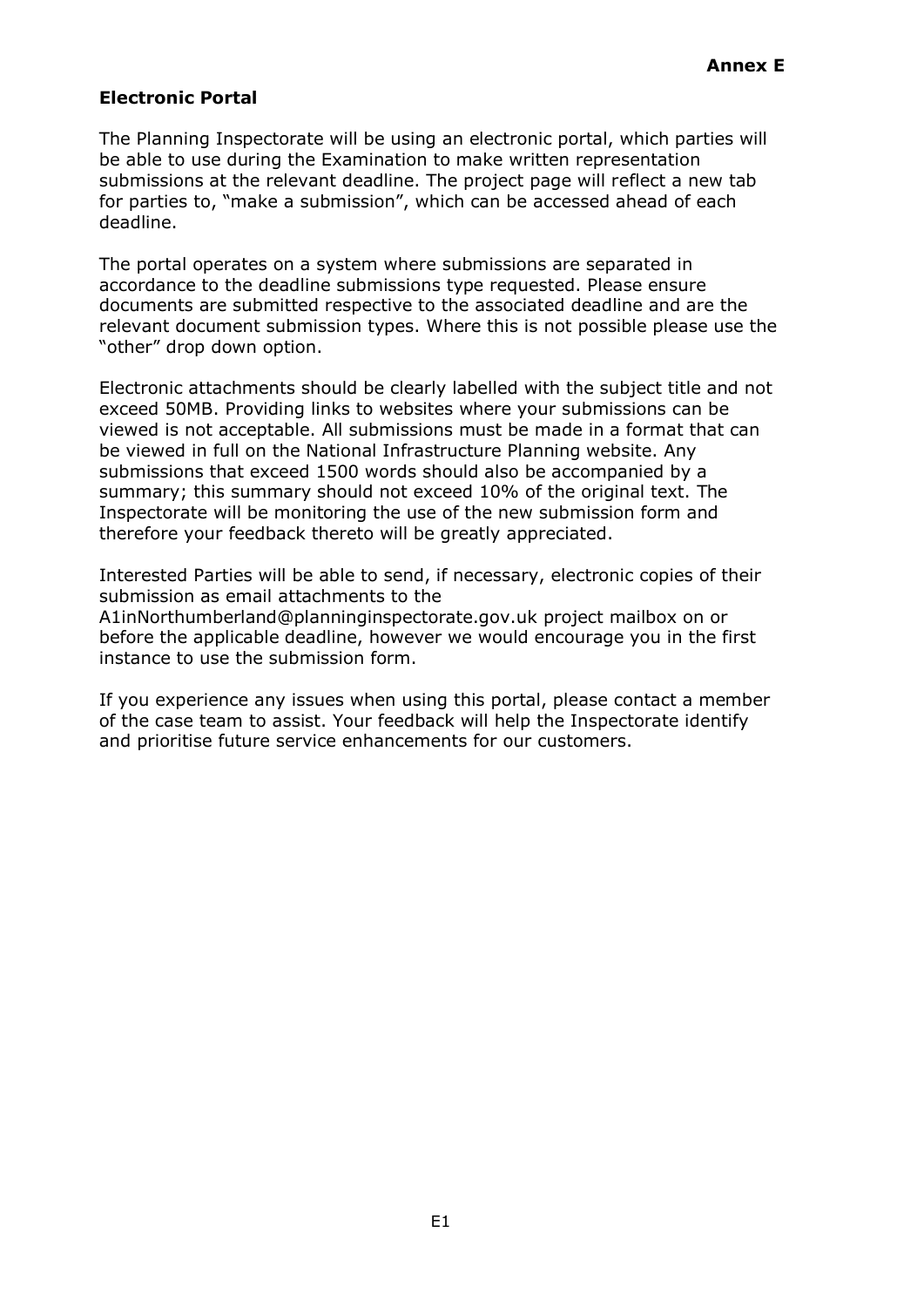**Annex E**

## Electronic Portal

The Planning Inspectorate will be using an electronic portal, which parties will be able to use during the Examination to make written representation submissions at the relevant deadline. The project page will reflect a new tab for parties to, "make a submission", which can be accessed ahead of each deadline.

The portal operates on a system where submissions are separated in accordance to the deadline submissions type requested. Please ensure documents are submitted respective to the associated deadline and are the relevant document submission types. Where this is not possible please use the "other" drop down option.

Electronic attachments should be clearly labelled with the subject title and not exceed 50MB. Providing links to websites where your submissions can be viewed is not acceptable. All submissions must be made in a format that can be viewed in full on the National Infrastructure Planning website. Any submissions that exceed 1500 words should also be accompanied by a summary; this summary should not exceed 10% of the original text. The Inspectorate will be monitoring the use of the new submission form and therefore your feedback thereto will be greatly appreciated.

Interested Parties will be able to send, if necessary, electronic copies of their submission as email attachments to the A1inNorthumberland@planninginspectorate.gov.uk project mailbox on or before the applicable deadline, however we would encourage you in the first instance to use the submission form.

If you experience any issues when using this portal, please contact a member of the case team to assist. Your feedback will help the Inspectorate identify and prioritise future service enhancements for our customers.